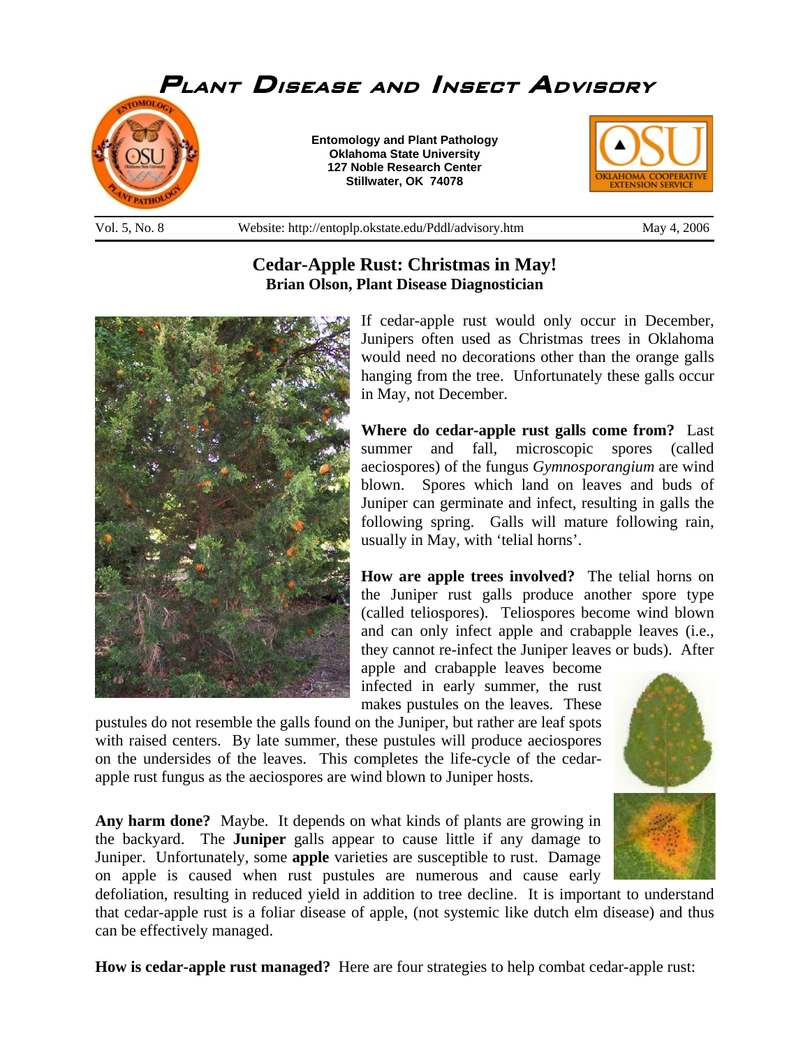# Plant Disease and Insect Advisory

**Entomology and Plant Pathology**
**Oklahoma State University**
**127 Noble Research Center**
**Stillwater, OK 74078**

Vol. 5, No. 8 | Website: http://entoplp.okstate.edu/Pddl/advisory.htm | May 4, 2006

## Cedar-Apple Rust: Christmas in May!

**Brian Olson, Plant Disease Diagnostician**

If cedar-apple rust would only occur in December, Junipers often used as Christmas trees in Oklahoma would need no decorations other than the orange galls hanging from the tree. Unfortunately these galls occur in May, not December.

**Where do cedar-apple rust galls come from?** Last summer and fall, microscopic spores (called aeciospores) of the fungus *Gymnosporangium* are wind blown. Spores which land on leaves and buds of Juniper can germinate and infect, resulting in galls the following spring. Galls will mature following rain, usually in May, with 'telial horns'.

**How are apple trees involved?** The telial horns on the Juniper rust galls produce another spore type (called teliospores). Teliospores become wind blown and can only infect apple and crabapple leaves (i.e., they cannot re-infect the Juniper leaves or buds). After apple and crabapple leaves become infected in early summer, the rust makes pustules on the leaves. These pustules do not resemble the galls found on the Juniper, but rather are leaf spots with raised centers. By late summer, these pustules will produce aeciospores on the undersides of the leaves. This completes the life-cycle of the cedar-apple rust fungus as the aeciospores are wind blown to Juniper hosts.

**Any harm done?** Maybe. It depends on what kinds of plants are growing in the backyard. The **Juniper** galls appear to cause little if any damage to Juniper. Unfortunately, some **apple** varieties are susceptible to rust. Damage on apple is caused when rust pustules are numerous and cause early defoliation, resulting in reduced yield in addition to tree decline. It is important to understand that cedar-apple rust is a foliar disease of apple, (not systemic like dutch elm disease) and thus can be effectively managed.

**How is cedar-apple rust managed?** Here are four strategies to help combat cedar-apple rust: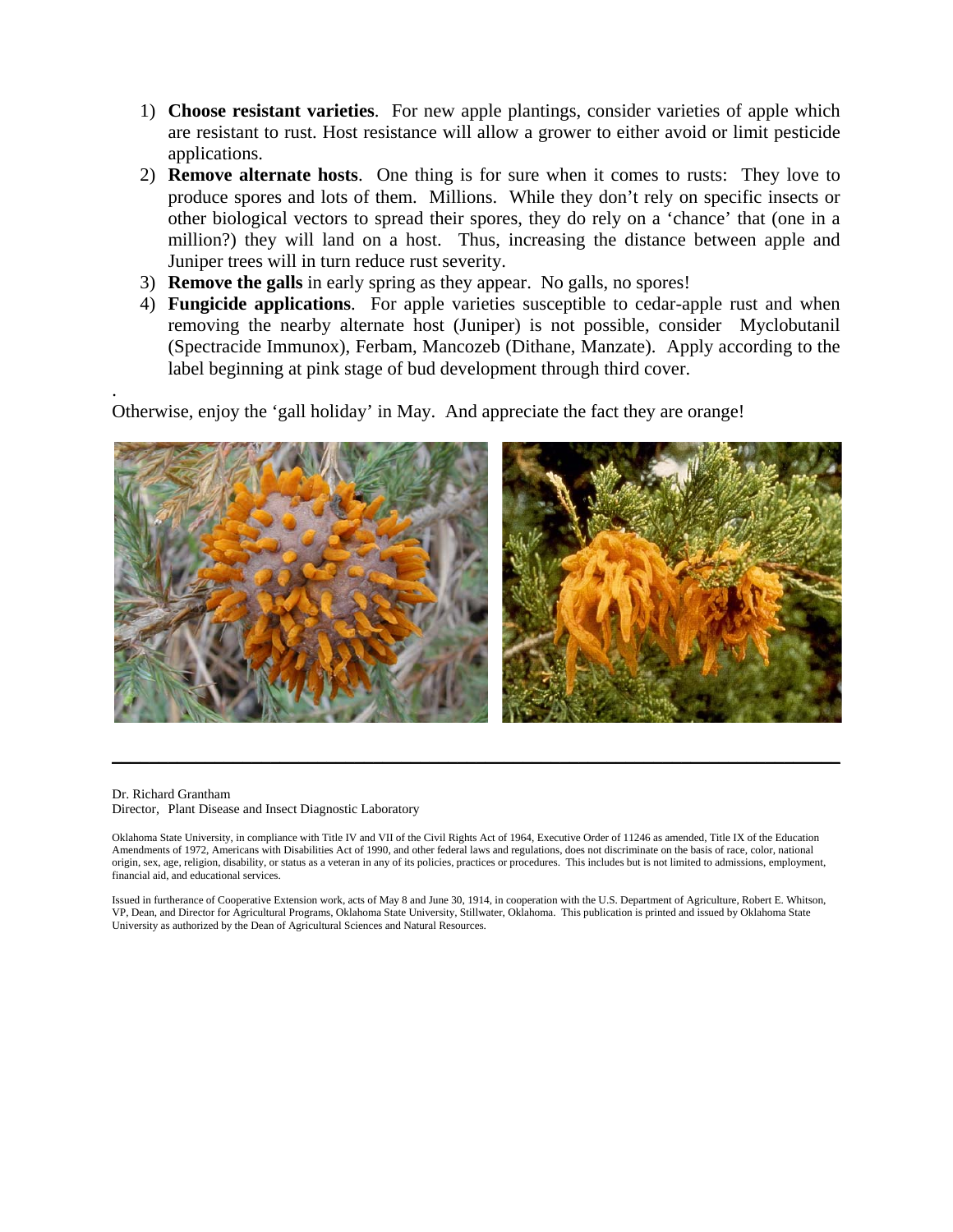1) **Choose resistant varieties**. For new apple plantings, consider varieties of apple which are resistant to rust. Host resistance will allow a grower to either avoid or limit pesticide applications.
2) **Remove alternate hosts**. One thing is for sure when it comes to rusts: They love to produce spores and lots of them. Millions. While they don't rely on specific insects or other biological vectors to spread their spores, they do rely on a 'chance' that (one in a million?) they will land on a host. Thus, increasing the distance between apple and Juniper trees will in turn reduce rust severity.
3) **Remove the galls** in early spring as they appear. No galls, no spores!
4) **Fungicide applications**. For apple varieties susceptible to cedar-apple rust and when removing the nearby alternate host (Juniper) is not possible, consider Myclobutanil (Spectracide Immunox), Ferbam, Mancozeb (Dithane, Manzate). Apply according to the label beginning at pink stage of bud development through third cover.

.
Otherwise, enjoy the 'gall holiday' in May. And appreciate the fact they are orange!

---

Dr. Richard Grantham
Director, Plant Disease and Insect Diagnostic Laboratory

Oklahoma State University, in compliance with Title IV and VII of the Civil Rights Act of 1964, Executive Order of 11246 as amended, Title IX of the Education Amendments of 1972, Americans with Disabilities Act of 1990, and other federal laws and regulations, does not discriminate on the basis of race, color, national origin, sex, age, religion, disability, or status as a veteran in any of its policies, practices or procedures. This includes but is not limited to admissions, employment, financial aid, and educational services.

Issued in furtherance of Cooperative Extension work, acts of May 8 and June 30, 1914, in cooperation with the U.S. Department of Agriculture, Robert E. Whitson, VP, Dean, and Director for Agricultural Programs, Oklahoma State University, Stillwater, Oklahoma. This publication is printed and issued by Oklahoma State University as authorized by the Dean of Agricultural Sciences and Natural Resources.